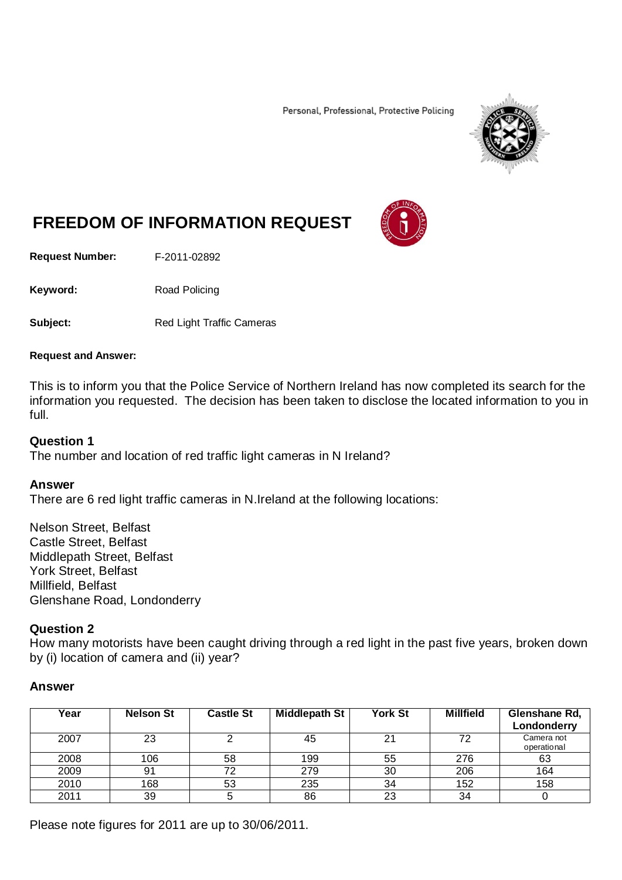Personal, Professional, Protective Policing

# FREEDOM OF INFORMATION REQUEST

**Request Number:** F-2011-02892

**Keyword:** Road Policing

**Subject:** Red Light Traffic Cameras

**Request and Answer:**

This is to inform you that the Police Service of Northern Ireland has now completed its search for the information you requested. The decision has been taken to disclose the located information to you in full.

**Question 1**
The number and location of red traffic light cameras in N Ireland?

**Answer**
There are 6 red light traffic cameras in N.Ireland at the following locations:

Nelson Street, Belfast
Castle Street, Belfast
Middlepath Street, Belfast
York Street, Belfast
Millfield, Belfast
Glenshane Road, Londonderry

**Question 2**
How many motorists have been caught driving through a red light in the past five years, broken down by (i) location of camera and (ii) year?

**Answer**

| Year | Nelson St | Castle St | Middlepath St | York St | Millfield | Glenshane Rd, Londonderry |
|---|---|---|---|---|---|---|
| 2007 | 23 | 2 | 45 | 21 | 72 | Camera not operational |
| 2008 | 106 | 58 | 199 | 55 | 276 | 63 |
| 2009 | 91 | 72 | 279 | 30 | 206 | 164 |
| 2010 | 168 | 53 | 235 | 34 | 152 | 158 |
| 2011 | 39 | 5 | 86 | 23 | 34 | 0 |

Please note figures for 2011 are up to 30/06/2011.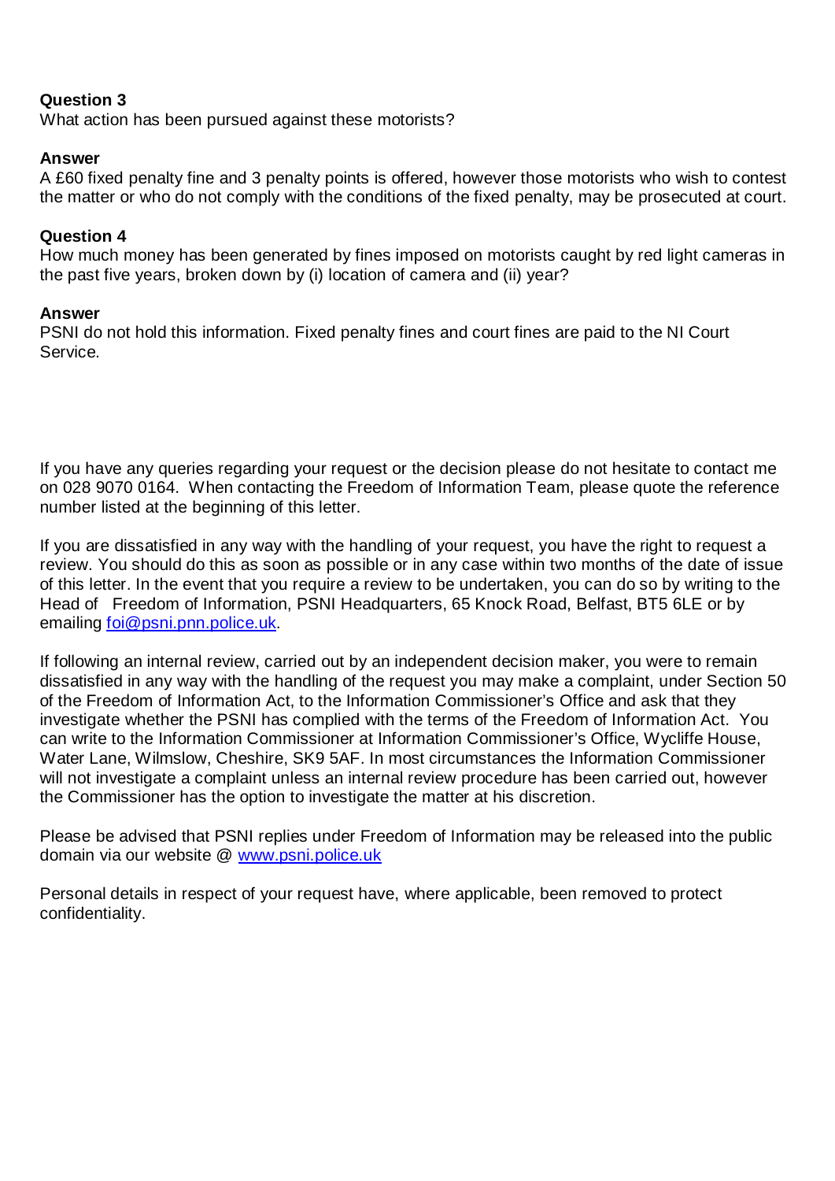**Question 3**
What action has been pursued against these motorists?

**Answer**
A £60 fixed penalty fine and 3 penalty points is offered, however those motorists who wish to contest the matter or who do not comply with the conditions of the fixed penalty, may be prosecuted at court.

**Question 4**
How much money has been generated by fines imposed on motorists caught by red light cameras in the past five years, broken down by (i) location of camera and (ii) year?

**Answer**
PSNI do not hold this information. Fixed penalty fines and court fines are paid to the NI Court Service.

If you have any queries regarding your request or the decision please do not hesitate to contact me on 028 9070 0164. When contacting the Freedom of Information Team, please quote the reference number listed at the beginning of this letter.

If you are dissatisfied in any way with the handling of your request, you have the right to request a review. You should do this as soon as possible or in any case within two months of the date of issue of this letter. In the event that you require a review to be undertaken, you can do so by writing to the Head of Freedom of Information, PSNI Headquarters, 65 Knock Road, Belfast, BT5 6LE or by emailing [foi@psni.pnn.police.uk](mailto:foi@psni.pnn.police.uk).

If following an internal review, carried out by an independent decision maker, you were to remain dissatisfied in any way with the handling of the request you may make a complaint, under Section 50 of the Freedom of Information Act, to the Information Commissioner's Office and ask that they investigate whether the PSNI has complied with the terms of the Freedom of Information Act. You can write to the Information Commissioner at Information Commissioner's Office, Wycliffe House, Water Lane, Wilmslow, Cheshire, SK9 5AF. In most circumstances the Information Commissioner will not investigate a complaint unless an internal review procedure has been carried out, however the Commissioner has the option to investigate the matter at his discretion.

Please be advised that PSNI replies under Freedom of Information may be released into the public domain via our website @ [www.psni.police.uk](http://www.psni.police.uk)

Personal details in respect of your request have, where applicable, been removed to protect confidentiality.